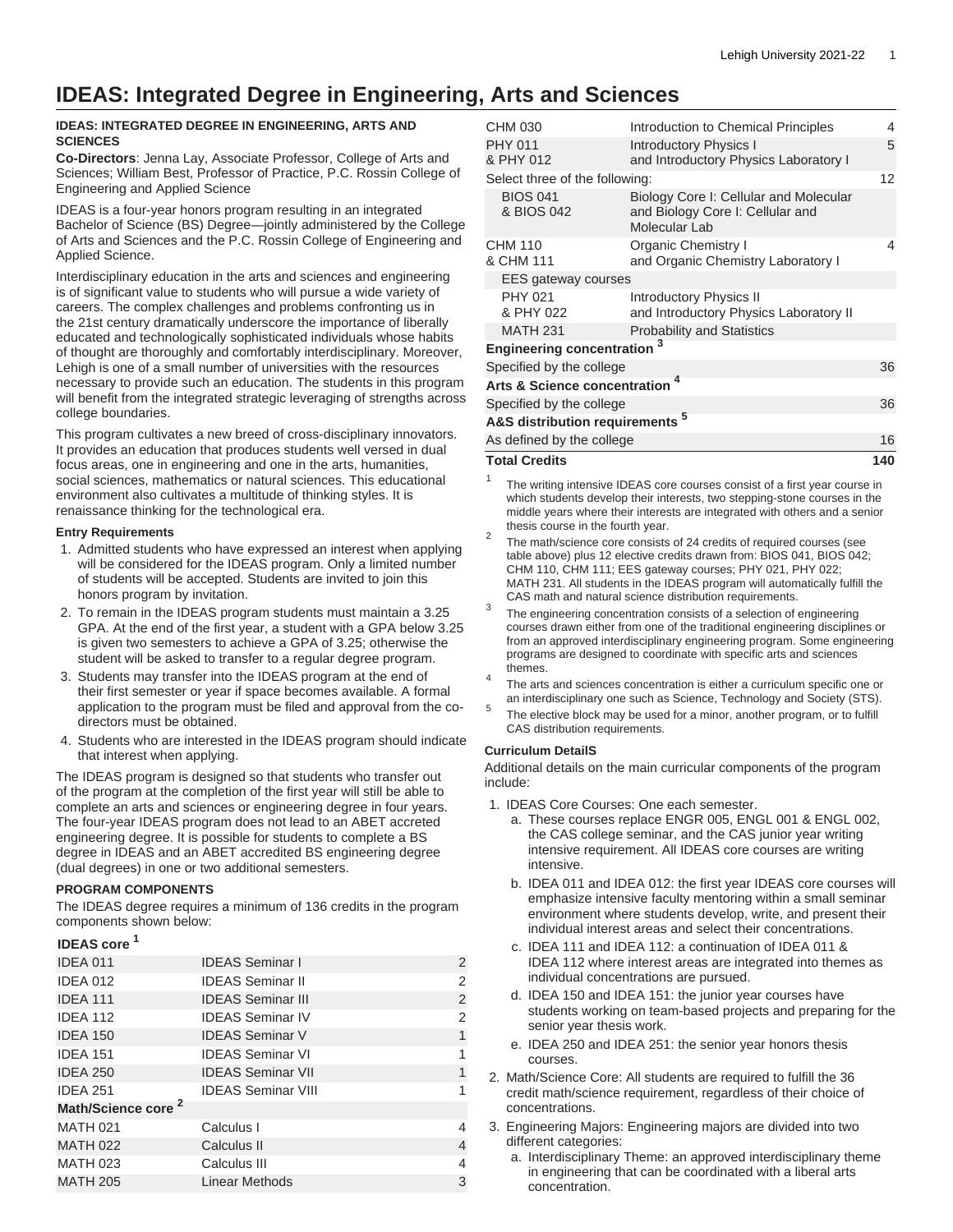# IDEAS: Integrated Degree in Engineering, Arts and Sciences

#### IDEAS: INTEGRATED DEGREE IN ENGINEERING, ARTS AND SCIENCES

**Co-Directors**: Jenna Lay, Associate Professor, College of Arts and Sciences; William Best, Professor of Practice, P.C. Rossin College of Engineering and Applied Science

IDEAS is a four-year honors program resulting in an integrated Bachelor of Science (BS) Degree—jointly administered by the College of Arts and Sciences and the P.C. Rossin College of Engineering and Applied Science.

Interdisciplinary education in the arts and sciences and engineering is of significant value to students who will pursue a wide variety of careers. The complex challenges and problems confronting us in the 21st century dramatically underscore the importance of liberally educated and technologically sophisticated individuals whose habits of thought are thoroughly and comfortably interdisciplinary. Moreover, Lehigh is one of a small number of universities with the resources necessary to provide such an education. The students in this program will benefit from the integrated strategic leveraging of strengths across college boundaries.

This program cultivates a new breed of cross-disciplinary innovators. It provides an education that produces students well versed in dual focus areas, one in engineering and one in the arts, humanities, social sciences, mathematics or natural sciences. This educational environment also cultivates a multitude of thinking styles. It is renaissance thinking for the technological era.

#### Entry Requirements

1. Admitted students who have expressed an interest when applying will be considered for the IDEAS program. Only a limited number of students will be accepted. Students are invited to join this honors program by invitation.
2. To remain in the IDEAS program students must maintain a 3.25 GPA. At the end of the first year, a student with a GPA below 3.25 is given two semesters to achieve a GPA of 3.25; otherwise the student will be asked to transfer to a regular degree program.
3. Students may transfer into the IDEAS program at the end of their first semester or year if space becomes available. A formal application to the program must be filed and approval from the co-directors must be obtained.
4. Students who are interested in the IDEAS program should indicate that interest when applying.

The IDEAS program is designed so that students who transfer out of the program at the completion of the first year will still be able to complete an arts and sciences or engineering degree in four years. The four-year IDEAS program does not lead to an ABET accreted engineering degree. It is possible for students to complete a BS degree in IDEAS and an ABET accredited BS engineering degree (dual degrees) in one or two additional semesters.

#### PROGRAM COMPONENTS

The IDEAS degree requires a minimum of 136 credits in the program components shown below:

| **IDEAS core [1]** | | |
|---|---|---|
| IDEA 011 | IDEAS Seminar I | 2 |
| IDEA 012 | IDEAS Seminar II | 2 |
| IDEA 111 | IDEAS Seminar III | 2 |
| IDEA 112 | IDEAS Seminar IV | 2 |
| IDEA 150 | IDEAS Seminar V | 1 |
| IDEA 151 | IDEAS Seminar VI | 1 |
| IDEA 250 | IDEAS Seminar VII | 1 |
| IDEA 251 | IDEAS Seminar VIII | 1 |
| **Math/Science core [2]** | | |
| MATH 021 | Calculus I | 4 |
| MATH 022 | Calculus II | 4 |
| MATH 023 | Calculus III | 4 |
| MATH 205 | Linear Methods | 3 |
| CHM 030 | Introduction to Chemical Principles | 4 |
| PHY 011 & PHY 012 | Introductory Physics I and Introductory Physics Laboratory I | 5 |
| Select three of the following: | | 12 |
| BIOS 041 & BIOS 042 | Biology Core I: Cellular and Molecular and Biology Core I: Cellular and Molecular Lab | |
| CHM 110 & CHM 111 | Organic Chemistry I and Organic Chemistry Laboratory I | 4 |
| EES gateway courses | | |
| PHY 021 & PHY 022 | Introductory Physics II and Introductory Physics Laboratory II | |
| MATH 231 | Probability and Statistics | |
| **Engineering concentration [3]** | | |
| Specified by the college | | 36 |
| **Arts & Science concentration [4]** | | |
| Specified by the college | | 36 |
| **A&S distribution requirements [5]** | | |
| As defined by the college | | 16 |
| **Total Credits** | | **140** |

1. The writing intensive IDEAS core courses consist of a first year course in which students develop their interests, two stepping-stone courses in the middle years where their interests are integrated with others and a senior thesis course in the fourth year.
2. The math/science core consists of 24 credits of required courses (see table above) plus 12 elective credits drawn from: BIOS 041, BIOS 042; CHM 110, CHM 111; EES gateway courses; PHY 021, PHY 022; MATH 231. All students in the IDEAS program will automatically fulfill the CAS math and natural science distribution requirements.
3. The engineering concentration consists of a selection of engineering courses drawn either from one of the traditional engineering disciplines or from an approved interdisciplinary engineering program. Some engineering programs are designed to coordinate with specific arts and sciences themes.
4. The arts and sciences concentration is either a curriculum specific one or an interdisciplinary one such as Science, Technology and Society (STS).
5. The elective block may be used for a minor, another program, or to fulfill CAS distribution requirements.

#### Curriculum DetailS

Additional details on the main curricular components of the program include:

1. IDEAS Core Courses: One each semester.
   a. These courses replace ENGR 005, ENGL 001 & ENGL 002, the CAS college seminar, and the CAS junior year writing intensive requirement. All IDEAS core courses are writing intensive.
   b. IDEA 011 and IDEA 012: the first year IDEAS core courses will emphasize intensive faculty mentoring within a small seminar environment where students develop, write, and present their individual interest areas and select their concentrations.
   c. IDEA 111 and IDEA 112: a continuation of IDEA 011 & IDEA 112 where interest areas are integrated into themes as individual concentrations are pursued.
   d. IDEA 150 and IDEA 151: the junior year courses have students working on team-based projects and preparing for the senior year thesis work.
   e. IDEA 250 and IDEA 251: the senior year honors thesis courses.
2. Math/Science Core: All students are required to fulfill the 36 credit math/science requirement, regardless of their choice of concentrations.
3. Engineering Majors: Engineering majors are divided into two different categories:
   a. Interdisciplinary Theme: an approved interdisciplinary theme in engineering that can be coordinated with a liberal arts concentration.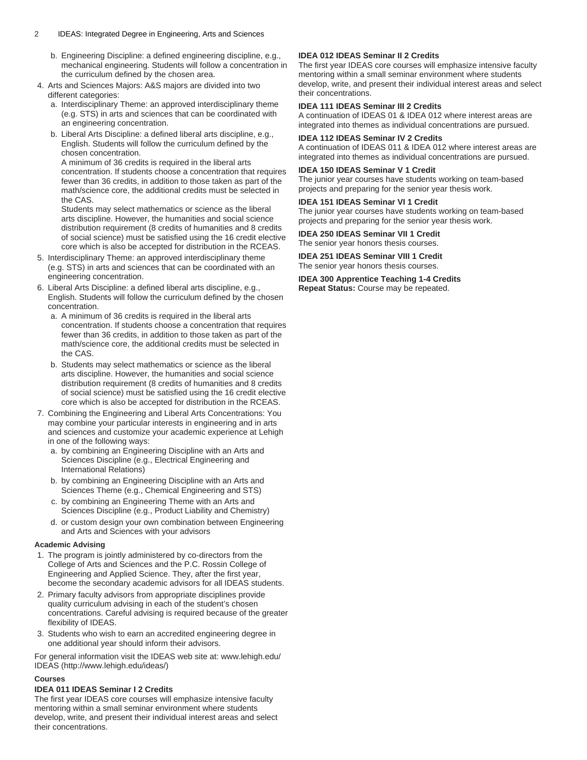b. Engineering Discipline: a defined engineering discipline, e.g., mechanical engineering. Students will follow a concentration in the curriculum defined by the chosen area.
4. Arts and Sciences Majors: A&S majors are divided into two different categories:
   a. Interdisciplinary Theme: an approved interdisciplinary theme (e.g. STS) in arts and sciences that can be coordinated with an engineering concentration.
   b. Liberal Arts Discipline: a defined liberal arts discipline, e.g., English. Students will follow the curriculum defined by the chosen concentration.
      A minimum of 36 credits is required in the liberal arts concentration. If students choose a concentration that requires fewer than 36 credits, in addition to those taken as part of the math/science core, the additional credits must be selected in the CAS.
      Students may select mathematics or science as the liberal arts discipline. However, the humanities and social science distribution requirement (8 credits of humanities and 8 credits of social science) must be satisfied using the 16 credit elective core which is also be accepted for distribution in the RCEAS.
5. Interdisciplinary Theme: an approved interdisciplinary theme (e.g. STS) in arts and sciences that can be coordinated with an engineering concentration.
6. Liberal Arts Discipline: a defined liberal arts discipline, e.g., English. Students will follow the curriculum defined by the chosen concentration.
   a. A minimum of 36 credits is required in the liberal arts concentration. If students choose a concentration that requires fewer than 36 credits, in addition to those taken as part of the math/science core, the additional credits must be selected in the CAS.
   b. Students may select mathematics or science as the liberal arts discipline. However, the humanities and social science distribution requirement (8 credits of humanities and 8 credits of social science) must be satisfied using the 16 credit elective core which is also be accepted for distribution in the RCEAS.
7. Combining the Engineering and Liberal Arts Concentrations: You may combine your particular interests in engineering and in arts and sciences and customize your academic experience at Lehigh in one of the following ways:
   a. by combining an Engineering Discipline with an Arts and Sciences Discipline (e.g., Electrical Engineering and International Relations)
   b. by combining an Engineering Discipline with an Arts and Sciences Theme (e.g., Chemical Engineering and STS)
   c. by combining an Engineering Theme with an Arts and Sciences Discipline (e.g., Product Liability and Chemistry)
   d. or custom design your own combination between Engineering and Arts and Sciences with your advisors

#### Academic Advising

1. The program is jointly administered by co-directors from the College of Arts and Sciences and the P.C. Rossin College of Engineering and Applied Science. They, after the first year, become the secondary academic advisors for all IDEAS students.
2. Primary faculty advisors from appropriate disciplines provide quality curriculum advising in each of the student's chosen concentrations. Careful advising is required because of the greater flexibility of IDEAS.
3. Students who wish to earn an accredited engineering degree in one additional year should inform their advisors.

For general information visit the IDEAS web site at: www.lehigh.edu/IDEAS (http://www.lehigh.edu/ideas/)

#### Courses

**IDEA 011 IDEAS Seminar I 2 Credits**
The first year IDEAS core courses will emphasize intensive faculty mentoring within a small seminar environment where students develop, write, and present their individual interest areas and select their concentrations.

**IDEA 012 IDEAS Seminar II 2 Credits**
The first year IDEAS core courses will emphasize intensive faculty mentoring within a small seminar environment where students develop, write, and present their individual interest areas and select their concentrations.

**IDEA 111 IDEAS Seminar III 2 Credits**
A continuation of IDEAS 01 & IDEA 012 where interest areas are integrated into themes as individual concentrations are pursued.

**IDEA 112 IDEAS Seminar IV 2 Credits**
A continuation of IDEAS 011 & IDEA 012 where interest areas are integrated into themes as individual concentrations are pursued.

**IDEA 150 IDEAS Seminar V 1 Credit**
The junior year courses have students working on team-based projects and preparing for the senior year thesis work.

**IDEA 151 IDEAS Seminar VI 1 Credit**
The junior year courses have students working on team-based projects and preparing for the senior year thesis work.

**IDEA 250 IDEAS Seminar VII 1 Credit**
The senior year honors thesis courses.

**IDEA 251 IDEAS Seminar VIII 1 Credit**
The senior year honors thesis courses.

**IDEA 300 Apprentice Teaching 1-4 Credits**
**Repeat Status:** Course may be repeated.